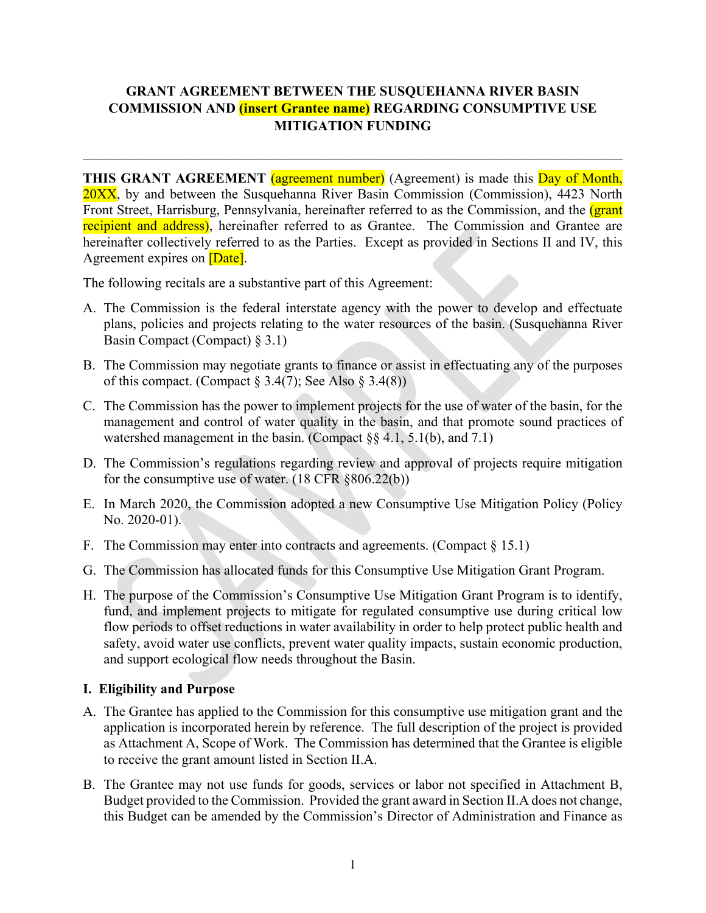# GRANT AGREEMENT BETWEEN THE SUSQUEHANNA RIVER BASIN COMMISSION AND (insert Grantee name) REGARDING CONSUMPTIVE USE MITIGATION FUNDING

---

**THIS GRANT AGREEMENT** (agreement number) (Agreement) is made this Day of Month, 20XX, by and between the Susquehanna River Basin Commission (Commission), 4423 North Front Street, Harrisburg, Pennsylvania, hereinafter referred to as the Commission, and the (grant recipient and address), hereinafter referred to as Grantee. The Commission and Grantee are hereinafter collectively referred to as the Parties. Except as provided in Sections II and IV, this Agreement expires on [Date].

The following recitals are a substantive part of this Agreement:

A. The Commission is the federal interstate agency with the power to develop and effectuate plans, policies and projects relating to the water resources of the basin. (Susquehanna River Basin Compact (Compact) § 3.1)

B. The Commission may negotiate grants to finance or assist in effectuating any of the purposes of this compact. (Compact § 3.4(7); See Also § 3.4(8))

C. The Commission has the power to implement projects for the use of water of the basin, for the management and control of water quality in the basin, and that promote sound practices of watershed management in the basin. (Compact §§ 4.1, 5.1(b), and 7.1)

D. The Commission's regulations regarding review and approval of projects require mitigation for the consumptive use of water. (18 CFR §806.22(b))

E. In March 2020, the Commission adopted a new Consumptive Use Mitigation Policy (Policy No. 2020-01).

F. The Commission may enter into contracts and agreements. (Compact § 15.1)

G. The Commission has allocated funds for this Consumptive Use Mitigation Grant Program.

H. The purpose of the Commission's Consumptive Use Mitigation Grant Program is to identify, fund, and implement projects to mitigate for regulated consumptive use during critical low flow periods to offset reductions in water availability in order to help protect public health and safety, avoid water use conflicts, prevent water quality impacts, sustain economic production, and support ecological flow needs throughout the Basin.

## I. Eligibility and Purpose

A. The Grantee has applied to the Commission for this consumptive use mitigation grant and the application is incorporated herein by reference. The full description of the project is provided as Attachment A, Scope of Work. The Commission has determined that the Grantee is eligible to receive the grant amount listed in Section II.A.

B. The Grantee may not use funds for goods, services or labor not specified in Attachment B, Budget provided to the Commission. Provided the grant award in Section II.A does not change, this Budget can be amended by the Commission's Director of Administration and Finance as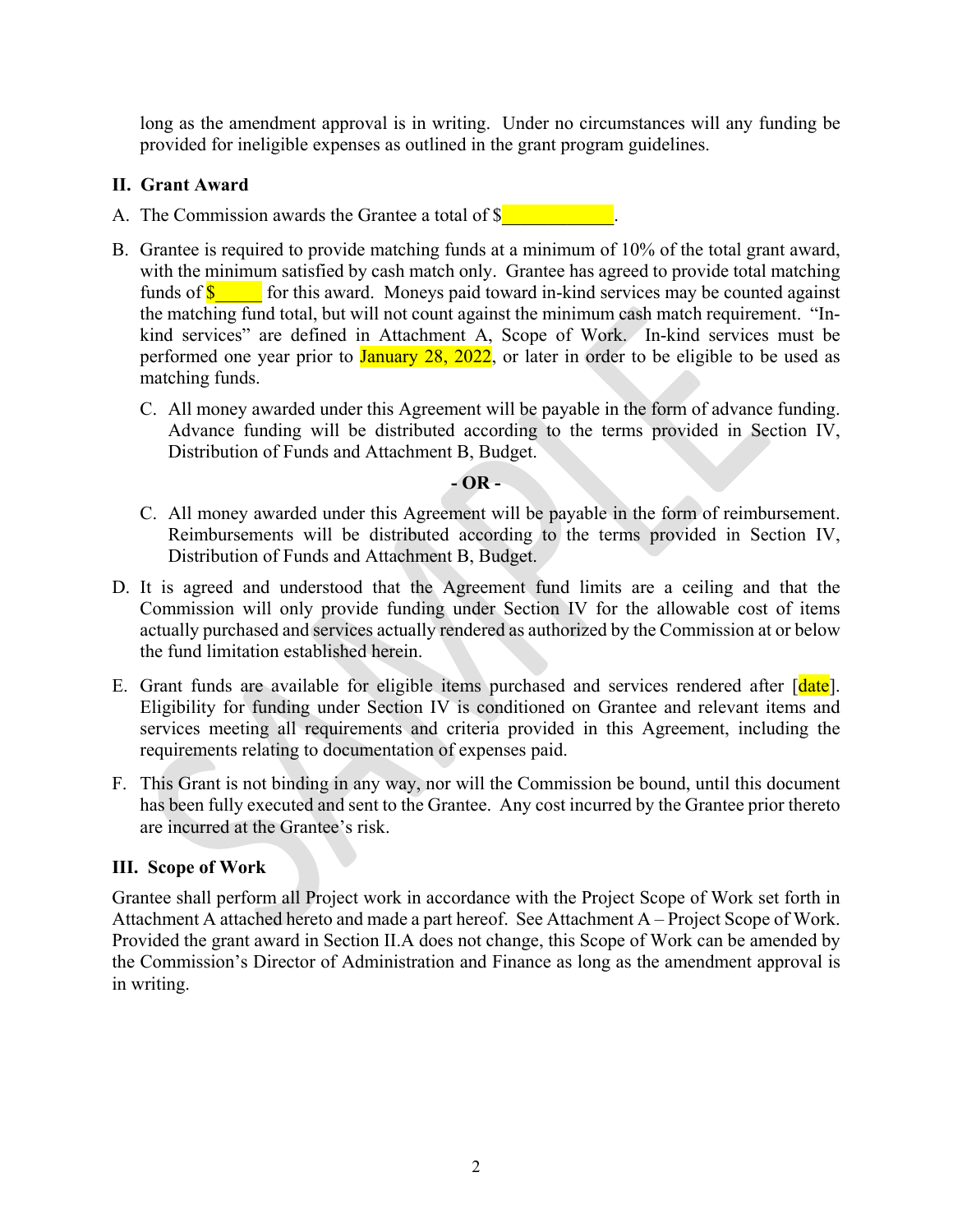long as the amendment approval is in writing. Under no circumstances will any funding be provided for ineligible expenses as outlined in the grant program guidelines.

## II. Grant Award

A. The Commission awards the Grantee a total of $____________.

B. Grantee is required to provide matching funds at a minimum of 10% of the total grant award, with the minimum satisfied by cash match only. Grantee has agreed to provide total matching funds of $_____ for this award. Moneys paid toward in-kind services may be counted against the matching fund total, but will not count against the minimum cash match requirement. "In-kind services" are defined in Attachment A, Scope of Work. In-kind services must be performed one year prior to January 28, 2022, or later in order to be eligible to be used as matching funds.

   C. All money awarded under this Agreement will be payable in the form of advance funding. Advance funding will be distributed according to the terms provided in Section IV, Distribution of Funds and Attachment B, Budget.

**- OR -**

   C. All money awarded under this Agreement will be payable in the form of reimbursement. Reimbursements will be distributed according to the terms provided in Section IV, Distribution of Funds and Attachment B, Budget.

D. It is agreed and understood that the Agreement fund limits are a ceiling and that the Commission will only provide funding under Section IV for the allowable cost of items actually purchased and services actually rendered as authorized by the Commission at or below the fund limitation established herein.

E. Grant funds are available for eligible items purchased and services rendered after [date]. Eligibility for funding under Section IV is conditioned on Grantee and relevant items and services meeting all requirements and criteria provided in this Agreement, including the requirements relating to documentation of expenses paid.

F. This Grant is not binding in any way, nor will the Commission be bound, until this document has been fully executed and sent to the Grantee. Any cost incurred by the Grantee prior thereto are incurred at the Grantee's risk.

## III. Scope of Work

Grantee shall perform all Project work in accordance with the Project Scope of Work set forth in Attachment A attached hereto and made a part hereof. See Attachment A – Project Scope of Work. Provided the grant award in Section II.A does not change, this Scope of Work can be amended by the Commission's Director of Administration and Finance as long as the amendment approval is in writing.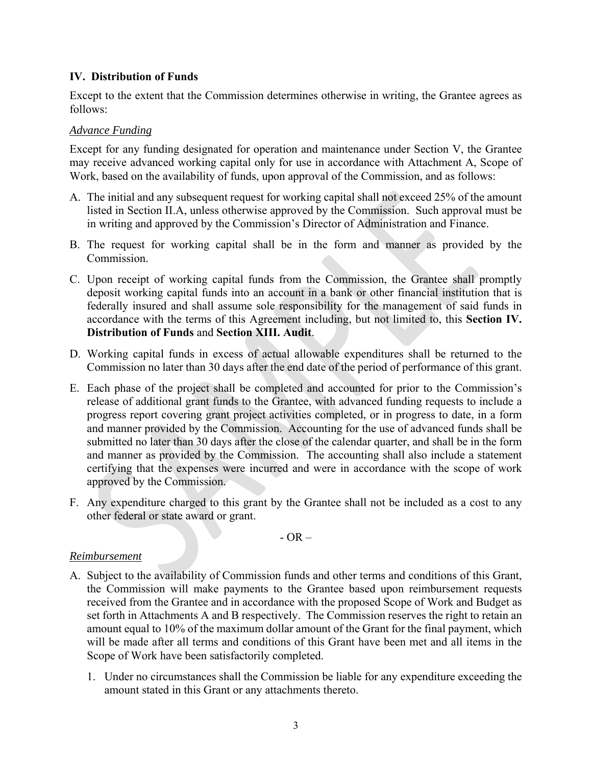## IV. Distribution of Funds

Except to the extent that the Commission determines otherwise in writing, the Grantee agrees as follows:

*Advance Funding*

Except for any funding designated for operation and maintenance under Section V, the Grantee may receive advanced working capital only for use in accordance with Attachment A, Scope of Work, based on the availability of funds, upon approval of the Commission, and as follows:

A. The initial and any subsequent request for working capital shall not exceed 25% of the amount listed in Section II.A, unless otherwise approved by the Commission. Such approval must be in writing and approved by the Commission's Director of Administration and Finance.

B. The request for working capital shall be in the form and manner as provided by the Commission.

C. Upon receipt of working capital funds from the Commission, the Grantee shall promptly deposit working capital funds into an account in a bank or other financial institution that is federally insured and shall assume sole responsibility for the management of said funds in accordance with the terms of this Agreement including, but not limited to, this **Section IV. Distribution of Funds** and **Section XIII. Audit**.

D. Working capital funds in excess of actual allowable expenditures shall be returned to the Commission no later than 30 days after the end date of the period of performance of this grant.

E. Each phase of the project shall be completed and accounted for prior to the Commission's release of additional grant funds to the Grantee, with advanced funding requests to include a progress report covering grant project activities completed, or in progress to date, in a form and manner provided by the Commission. Accounting for the use of advanced funds shall be submitted no later than 30 days after the close of the calendar quarter, and shall be in the form and manner as provided by the Commission. The accounting shall also include a statement certifying that the expenses were incurred and were in accordance with the scope of work approved by the Commission.

F. Any expenditure charged to this grant by the Grantee shall not be included as a cost to any other federal or state award or grant.

- OR –

*Reimbursement*

A. Subject to the availability of Commission funds and other terms and conditions of this Grant, the Commission will make payments to the Grantee based upon reimbursement requests received from the Grantee and in accordance with the proposed Scope of Work and Budget as set forth in Attachments A and B respectively. The Commission reserves the right to retain an amount equal to 10% of the maximum dollar amount of the Grant for the final payment, which will be made after all terms and conditions of this Grant have been met and all items in the Scope of Work have been satisfactorily completed.

   1. Under no circumstances shall the Commission be liable for any expenditure exceeding the amount stated in this Grant or any attachments thereto.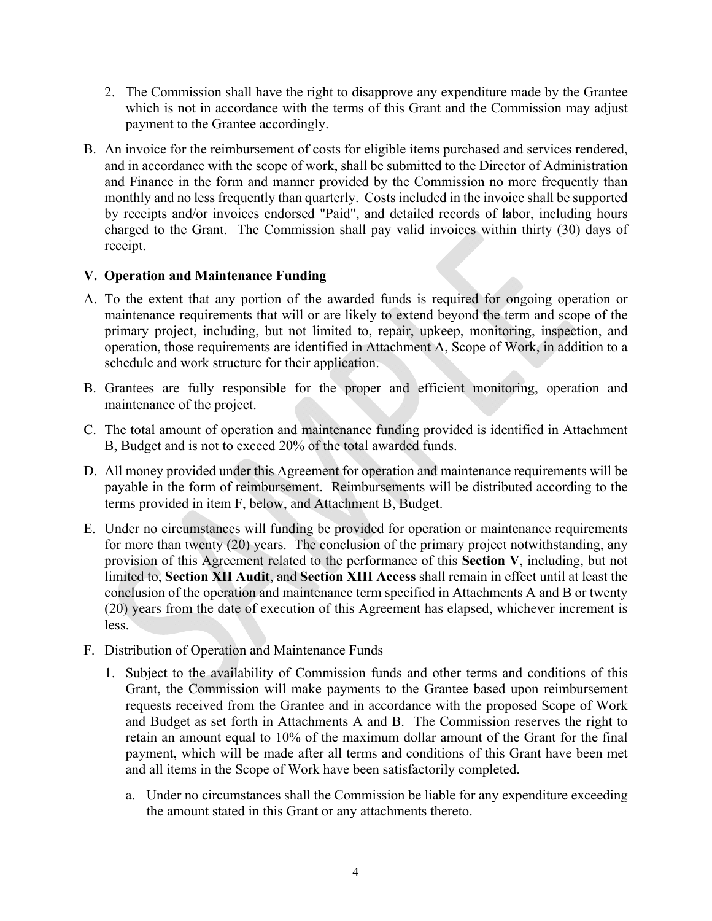2. The Commission shall have the right to disapprove any expenditure made by the Grantee which is not in accordance with the terms of this Grant and the Commission may adjust payment to the Grantee accordingly.

B. An invoice for the reimbursement of costs for eligible items purchased and services rendered, and in accordance with the scope of work, shall be submitted to the Director of Administration and Finance in the form and manner provided by the Commission no more frequently than monthly and no less frequently than quarterly. Costs included in the invoice shall be supported by receipts and/or invoices endorsed "Paid", and detailed records of labor, including hours charged to the Grant. The Commission shall pay valid invoices within thirty (30) days of receipt.

## V. Operation and Maintenance Funding

A. To the extent that any portion of the awarded funds is required for ongoing operation or maintenance requirements that will or are likely to extend beyond the term and scope of the primary project, including, but not limited to, repair, upkeep, monitoring, inspection, and operation, those requirements are identified in Attachment A, Scope of Work, in addition to a schedule and work structure for their application.

B. Grantees are fully responsible for the proper and efficient monitoring, operation and maintenance of the project.

C. The total amount of operation and maintenance funding provided is identified in Attachment B, Budget and is not to exceed 20% of the total awarded funds.

D. All money provided under this Agreement for operation and maintenance requirements will be payable in the form of reimbursement. Reimbursements will be distributed according to the terms provided in item F, below, and Attachment B, Budget.

E. Under no circumstances will funding be provided for operation or maintenance requirements for more than twenty (20) years. The conclusion of the primary project notwithstanding, any provision of this Agreement related to the performance of this **Section V**, including, but not limited to, **Section XII Audit**, and **Section XIII Access** shall remain in effect until at least the conclusion of the operation and maintenance term specified in Attachments A and B or twenty (20) years from the date of execution of this Agreement has elapsed, whichever increment is less.

F. Distribution of Operation and Maintenance Funds

1. Subject to the availability of Commission funds and other terms and conditions of this Grant, the Commission will make payments to the Grantee based upon reimbursement requests received from the Grantee and in accordance with the proposed Scope of Work and Budget as set forth in Attachments A and B. The Commission reserves the right to retain an amount equal to 10% of the maximum dollar amount of the Grant for the final payment, which will be made after all terms and conditions of this Grant have been met and all items in the Scope of Work have been satisfactorily completed.

   a. Under no circumstances shall the Commission be liable for any expenditure exceeding the amount stated in this Grant or any attachments thereto.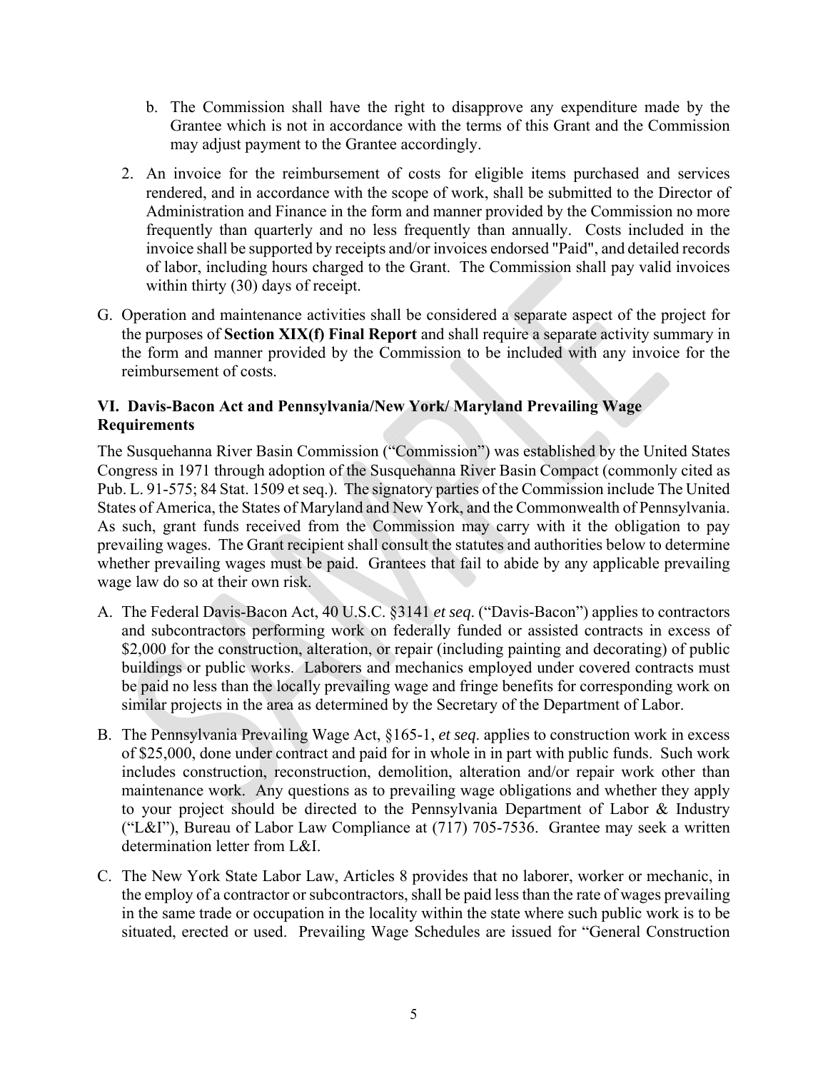b. The Commission shall have the right to disapprove any expenditure made by the Grantee which is not in accordance with the terms of this Grant and the Commission may adjust payment to the Grantee accordingly.

2. An invoice for the reimbursement of costs for eligible items purchased and services rendered, and in accordance with the scope of work, shall be submitted to the Director of Administration and Finance in the form and manner provided by the Commission no more frequently than quarterly and no less frequently than annually. Costs included in the invoice shall be supported by receipts and/or invoices endorsed "Paid", and detailed records of labor, including hours charged to the Grant. The Commission shall pay valid invoices within thirty (30) days of receipt.

G. Operation and maintenance activities shall be considered a separate aspect of the project for the purposes of **Section XIX(f) Final Report** and shall require a separate activity summary in the form and manner provided by the Commission to be included with any invoice for the reimbursement of costs.

### VI. Davis-Bacon Act and Pennsylvania/New York/ Maryland Prevailing Wage Requirements

The Susquehanna River Basin Commission ("Commission") was established by the United States Congress in 1971 through adoption of the Susquehanna River Basin Compact (commonly cited as Pub. L. 91-575; 84 Stat. 1509 et seq.). The signatory parties of the Commission include The United States of America, the States of Maryland and New York, and the Commonwealth of Pennsylvania. As such, grant funds received from the Commission may carry with it the obligation to pay prevailing wages. The Grant recipient shall consult the statutes and authorities below to determine whether prevailing wages must be paid. Grantees that fail to abide by any applicable prevailing wage law do so at their own risk.

A. The Federal Davis-Bacon Act, 40 U.S.C. §3141 *et seq*. ("Davis-Bacon") applies to contractors and subcontractors performing work on federally funded or assisted contracts in excess of $2,000 for the construction, alteration, or repair (including painting and decorating) of public buildings or public works. Laborers and mechanics employed under covered contracts must be paid no less than the locally prevailing wage and fringe benefits for corresponding work on similar projects in the area as determined by the Secretary of the Department of Labor.

B. The Pennsylvania Prevailing Wage Act, §165-1, *et seq*. applies to construction work in excess of $25,000, done under contract and paid for in whole in in part with public funds. Such work includes construction, reconstruction, demolition, alteration and/or repair work other than maintenance work. Any questions as to prevailing wage obligations and whether they apply to your project should be directed to the Pennsylvania Department of Labor & Industry ("L&I"), Bureau of Labor Law Compliance at (717) 705-7536. Grantee may seek a written determination letter from L&I.

C. The New York State Labor Law, Articles 8 provides that no laborer, worker or mechanic, in the employ of a contractor or subcontractors, shall be paid less than the rate of wages prevailing in the same trade or occupation in the locality within the state where such public work is to be situated, erected or used. Prevailing Wage Schedules are issued for "General Construction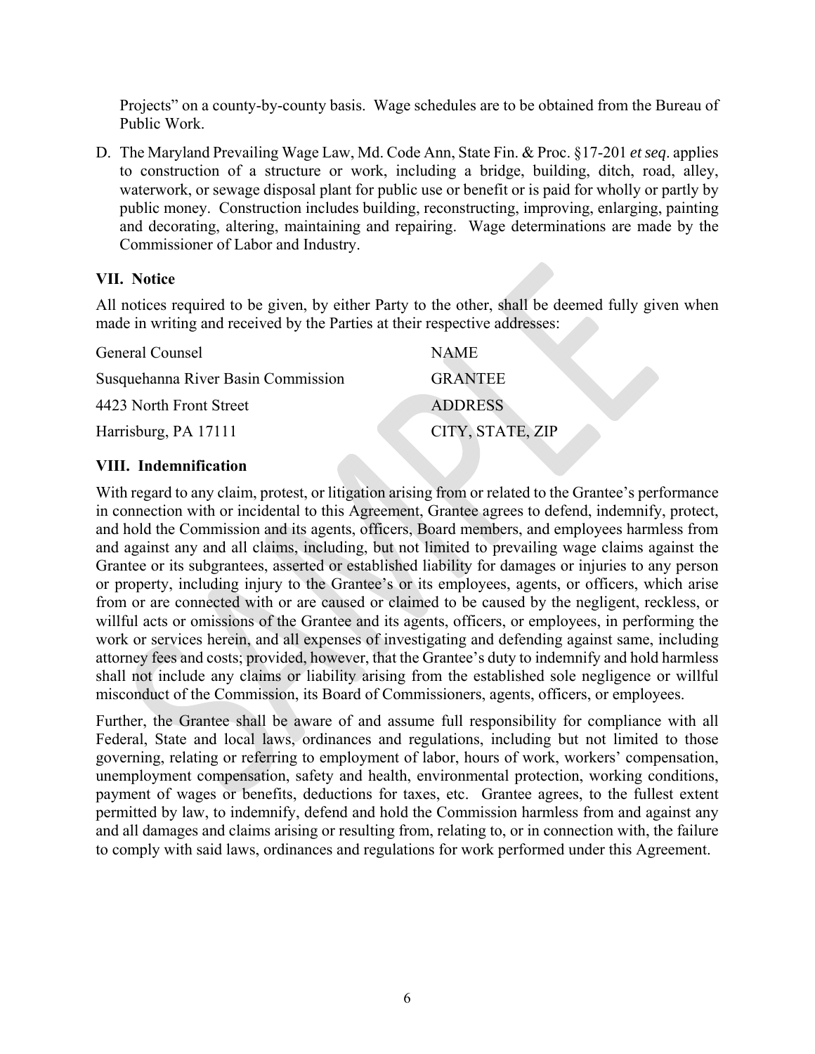Projects" on a county-by-county basis. Wage schedules are to be obtained from the Bureau of Public Work.

D. The Maryland Prevailing Wage Law, Md. Code Ann, State Fin. & Proc. §17-201 *et seq*. applies to construction of a structure or work, including a bridge, building, ditch, road, alley, waterwork, or sewage disposal plant for public use or benefit or is paid for wholly or partly by public money. Construction includes building, reconstructing, improving, enlarging, painting and decorating, altering, maintaining and repairing. Wage determinations are made by the Commissioner of Labor and Industry.

### VII. Notice

All notices required to be given, by either Party to the other, shall be deemed fully given when made in writing and received by the Parties at their respective addresses:

| | |
|---|---|
| General Counsel | NAME |
| Susquehanna River Basin Commission | GRANTEE |
| 4423 North Front Street | ADDRESS |
| Harrisburg, PA 17111 | CITY, STATE, ZIP |

### VIII. Indemnification

With regard to any claim, protest, or litigation arising from or related to the Grantee's performance in connection with or incidental to this Agreement, Grantee agrees to defend, indemnify, protect, and hold the Commission and its agents, officers, Board members, and employees harmless from and against any and all claims, including, but not limited to prevailing wage claims against the Grantee or its subgrantees, asserted or established liability for damages or injuries to any person or property, including injury to the Grantee's or its employees, agents, or officers, which arise from or are connected with or are caused or claimed to be caused by the negligent, reckless, or willful acts or omissions of the Grantee and its agents, officers, or employees, in performing the work or services herein, and all expenses of investigating and defending against same, including attorney fees and costs; provided, however, that the Grantee's duty to indemnify and hold harmless shall not include any claims or liability arising from the established sole negligence or willful misconduct of the Commission, its Board of Commissioners, agents, officers, or employees.

Further, the Grantee shall be aware of and assume full responsibility for compliance with all Federal, State and local laws, ordinances and regulations, including but not limited to those governing, relating or referring to employment of labor, hours of work, workers' compensation, unemployment compensation, safety and health, environmental protection, working conditions, payment of wages or benefits, deductions for taxes, etc. Grantee agrees, to the fullest extent permitted by law, to indemnify, defend and hold the Commission harmless from and against any and all damages and claims arising or resulting from, relating to, or in connection with, the failure to comply with said laws, ordinances and regulations for work performed under this Agreement.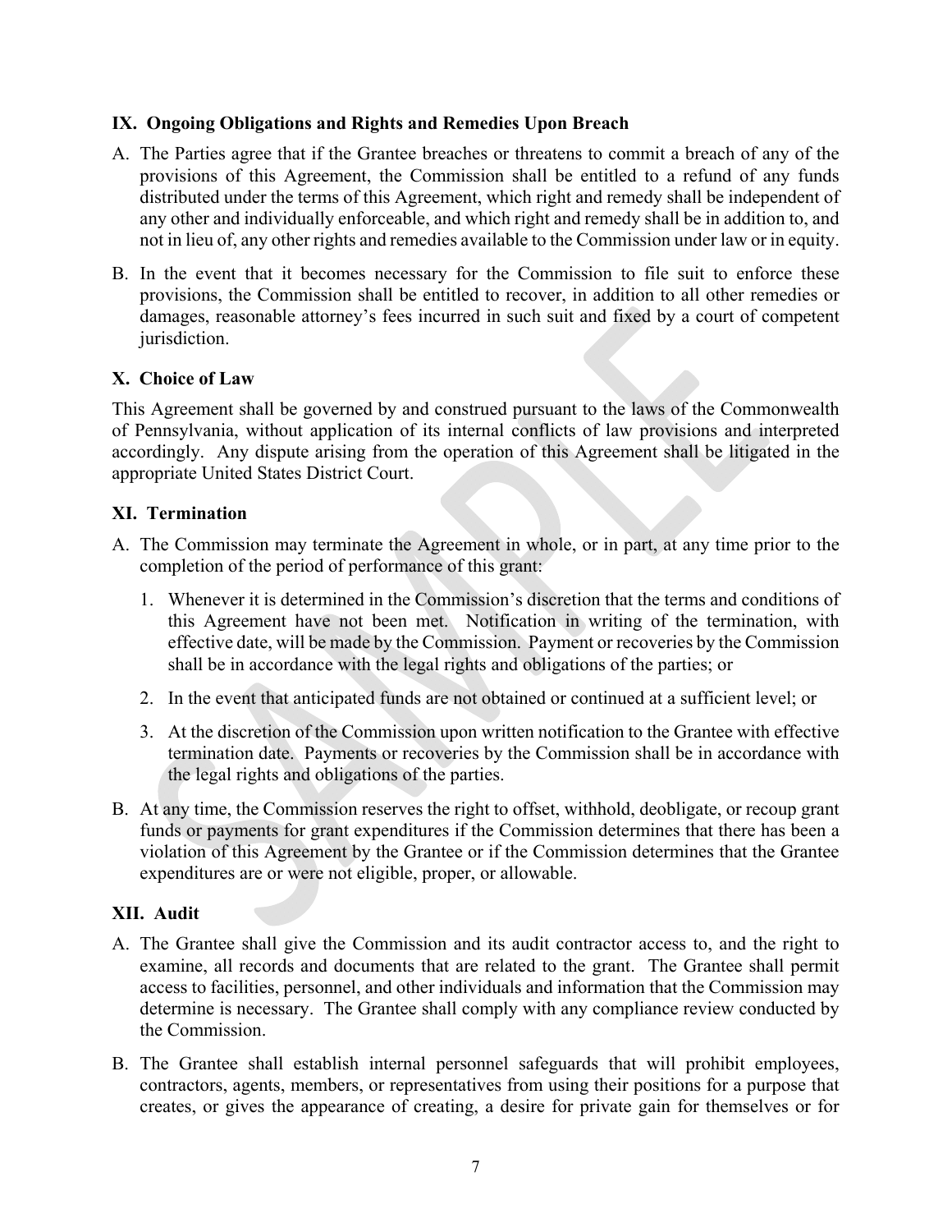## IX. Ongoing Obligations and Rights and Remedies Upon Breach

A. The Parties agree that if the Grantee breaches or threatens to commit a breach of any of the provisions of this Agreement, the Commission shall be entitled to a refund of any funds distributed under the terms of this Agreement, which right and remedy shall be independent of any other and individually enforceable, and which right and remedy shall be in addition to, and not in lieu of, any other rights and remedies available to the Commission under law or in equity.

B. In the event that it becomes necessary for the Commission to file suit to enforce these provisions, the Commission shall be entitled to recover, in addition to all other remedies or damages, reasonable attorney's fees incurred in such suit and fixed by a court of competent jurisdiction.

## X. Choice of Law

This Agreement shall be governed by and construed pursuant to the laws of the Commonwealth of Pennsylvania, without application of its internal conflicts of law provisions and interpreted accordingly. Any dispute arising from the operation of this Agreement shall be litigated in the appropriate United States District Court.

## XI. Termination

A. The Commission may terminate the Agreement in whole, or in part, at any time prior to the completion of the period of performance of this grant:

   1. Whenever it is determined in the Commission's discretion that the terms and conditions of this Agreement have not been met. Notification in writing of the termination, with effective date, will be made by the Commission. Payment or recoveries by the Commission shall be in accordance with the legal rights and obligations of the parties; or

   2. In the event that anticipated funds are not obtained or continued at a sufficient level; or

   3. At the discretion of the Commission upon written notification to the Grantee with effective termination date. Payments or recoveries by the Commission shall be in accordance with the legal rights and obligations of the parties.

B. At any time, the Commission reserves the right to offset, withhold, deobligate, or recoup grant funds or payments for grant expenditures if the Commission determines that there has been a violation of this Agreement by the Grantee or if the Commission determines that the Grantee expenditures are or were not eligible, proper, or allowable.

## XII. Audit

A. The Grantee shall give the Commission and its audit contractor access to, and the right to examine, all records and documents that are related to the grant. The Grantee shall permit access to facilities, personnel, and other individuals and information that the Commission may determine is necessary. The Grantee shall comply with any compliance review conducted by the Commission.

B. The Grantee shall establish internal personnel safeguards that will prohibit employees, contractors, agents, members, or representatives from using their positions for a purpose that creates, or gives the appearance of creating, a desire for private gain for themselves or for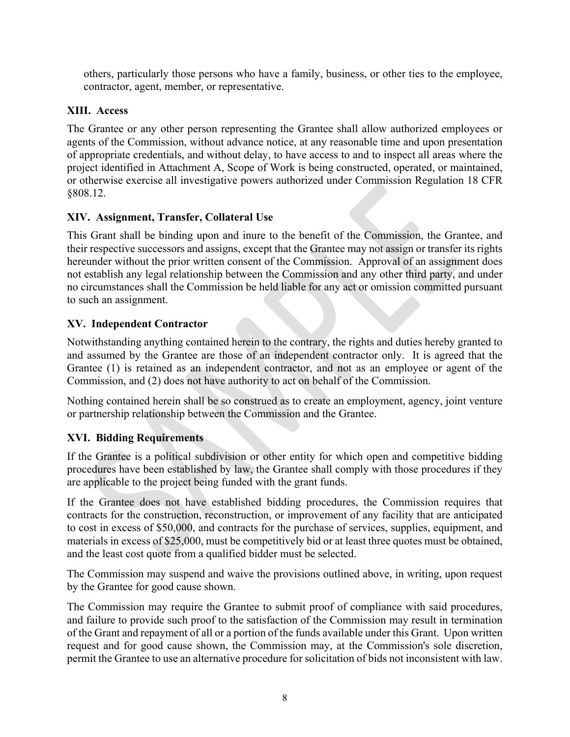others, particularly those persons who have a family, business, or other ties to the employee, contractor, agent, member, or representative.

## XIII. Access

The Grantee or any other person representing the Grantee shall allow authorized employees or agents of the Commission, without advance notice, at any reasonable time and upon presentation of appropriate credentials, and without delay, to have access to and to inspect all areas where the project identified in Attachment A, Scope of Work is being constructed, operated, or maintained, or otherwise exercise all investigative powers authorized under Commission Regulation 18 CFR §808.12.

## XIV. Assignment, Transfer, Collateral Use

This Grant shall be binding upon and inure to the benefit of the Commission, the Grantee, and their respective successors and assigns, except that the Grantee may not assign or transfer its rights hereunder without the prior written consent of the Commission. Approval of an assignment does not establish any legal relationship between the Commission and any other third party, and under no circumstances shall the Commission be held liable for any act or omission committed pursuant to such an assignment.

## XV. Independent Contractor

Notwithstanding anything contained herein to the contrary, the rights and duties hereby granted to and assumed by the Grantee are those of an independent contractor only. It is agreed that the Grantee (1) is retained as an independent contractor, and not as an employee or agent of the Commission, and (2) does not have authority to act on behalf of the Commission.

Nothing contained herein shall be so construed as to create an employment, agency, joint venture or partnership relationship between the Commission and the Grantee.

## XVI. Bidding Requirements

If the Grantee is a political subdivision or other entity for which open and competitive bidding procedures have been established by law, the Grantee shall comply with those procedures if they are applicable to the project being funded with the grant funds.

If the Grantee does not have established bidding procedures, the Commission requires that contracts for the construction, reconstruction, or improvement of any facility that are anticipated to cost in excess of $50,000, and contracts for the purchase of services, supplies, equipment, and materials in excess of $25,000, must be competitively bid or at least three quotes must be obtained, and the least cost quote from a qualified bidder must be selected.

The Commission may suspend and waive the provisions outlined above, in writing, upon request by the Grantee for good cause shown.

The Commission may require the Grantee to submit proof of compliance with said procedures, and failure to provide such proof to the satisfaction of the Commission may result in termination of the Grant and repayment of all or a portion of the funds available under this Grant. Upon written request and for good cause shown, the Commission may, at the Commission's sole discretion, permit the Grantee to use an alternative procedure for solicitation of bids not inconsistent with law.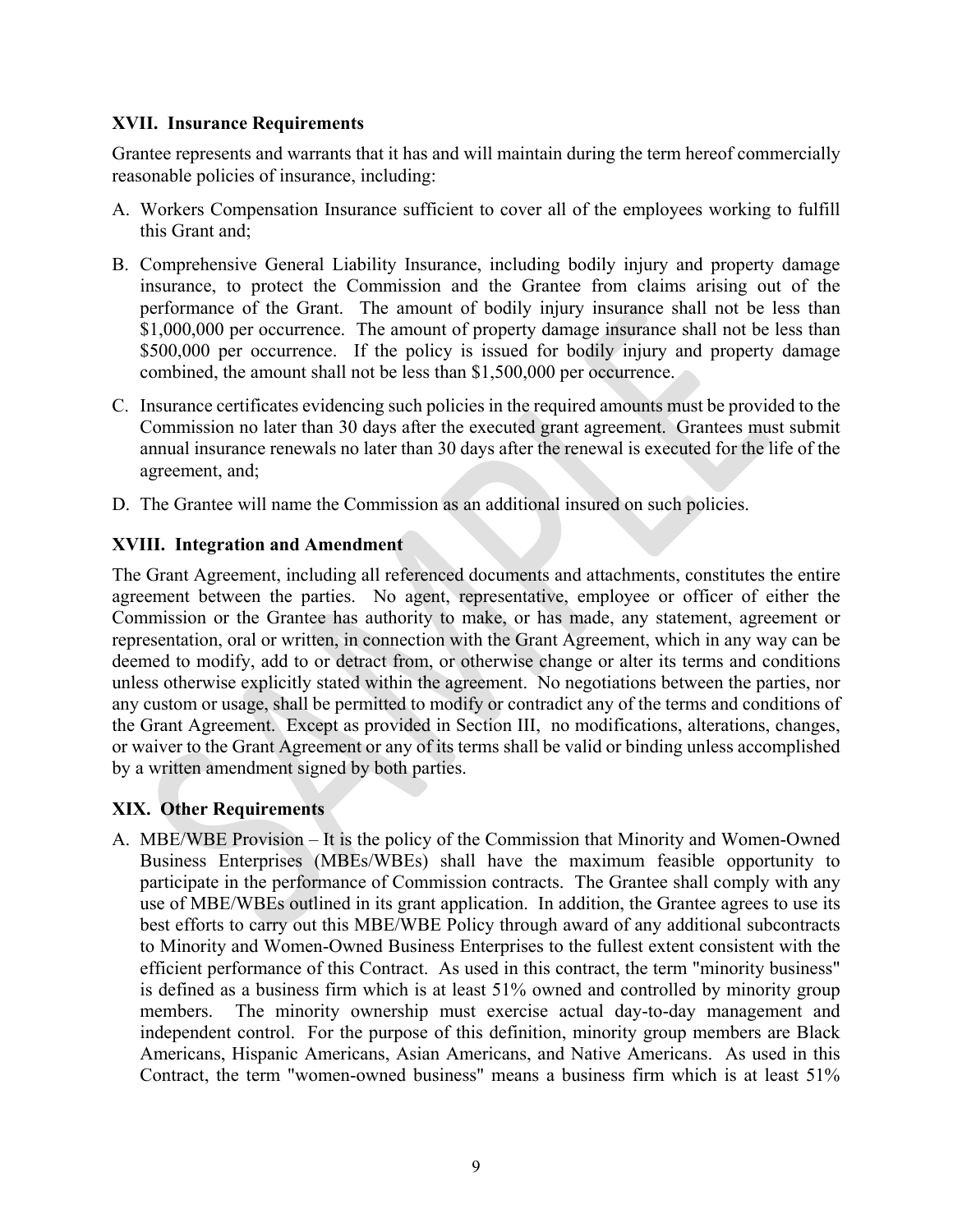## XVII. Insurance Requirements

Grantee represents and warrants that it has and will maintain during the term hereof commercially reasonable policies of insurance, including:

A. Workers Compensation Insurance sufficient to cover all of the employees working to fulfill this Grant and;

B. Comprehensive General Liability Insurance, including bodily injury and property damage insurance, to protect the Commission and the Grantee from claims arising out of the performance of the Grant. The amount of bodily injury insurance shall not be less than $1,000,000 per occurrence. The amount of property damage insurance shall not be less than $500,000 per occurrence. If the policy is issued for bodily injury and property damage combined, the amount shall not be less than $1,500,000 per occurrence.

C. Insurance certificates evidencing such policies in the required amounts must be provided to the Commission no later than 30 days after the executed grant agreement. Grantees must submit annual insurance renewals no later than 30 days after the renewal is executed for the life of the agreement, and;

D. The Grantee will name the Commission as an additional insured on such policies.

## XVIII. Integration and Amendment

The Grant Agreement, including all referenced documents and attachments, constitutes the entire agreement between the parties. No agent, representative, employee or officer of either the Commission or the Grantee has authority to make, or has made, any statement, agreement or representation, oral or written, in connection with the Grant Agreement, which in any way can be deemed to modify, add to or detract from, or otherwise change or alter its terms and conditions unless otherwise explicitly stated within the agreement. No negotiations between the parties, nor any custom or usage, shall be permitted to modify or contradict any of the terms and conditions of the Grant Agreement. Except as provided in Section III, no modifications, alterations, changes, or waiver to the Grant Agreement or any of its terms shall be valid or binding unless accomplished by a written amendment signed by both parties.

## XIX. Other Requirements

A. MBE/WBE Provision – It is the policy of the Commission that Minority and Women-Owned Business Enterprises (MBEs/WBEs) shall have the maximum feasible opportunity to participate in the performance of Commission contracts. The Grantee shall comply with any use of MBE/WBEs outlined in its grant application. In addition, the Grantee agrees to use its best efforts to carry out this MBE/WBE Policy through award of any additional subcontracts to Minority and Women-Owned Business Enterprises to the fullest extent consistent with the efficient performance of this Contract. As used in this contract, the term "minority business" is defined as a business firm which is at least 51% owned and controlled by minority group members. The minority ownership must exercise actual day-to-day management and independent control. For the purpose of this definition, minority group members are Black Americans, Hispanic Americans, Asian Americans, and Native Americans. As used in this Contract, the term "women-owned business" means a business firm which is at least 51%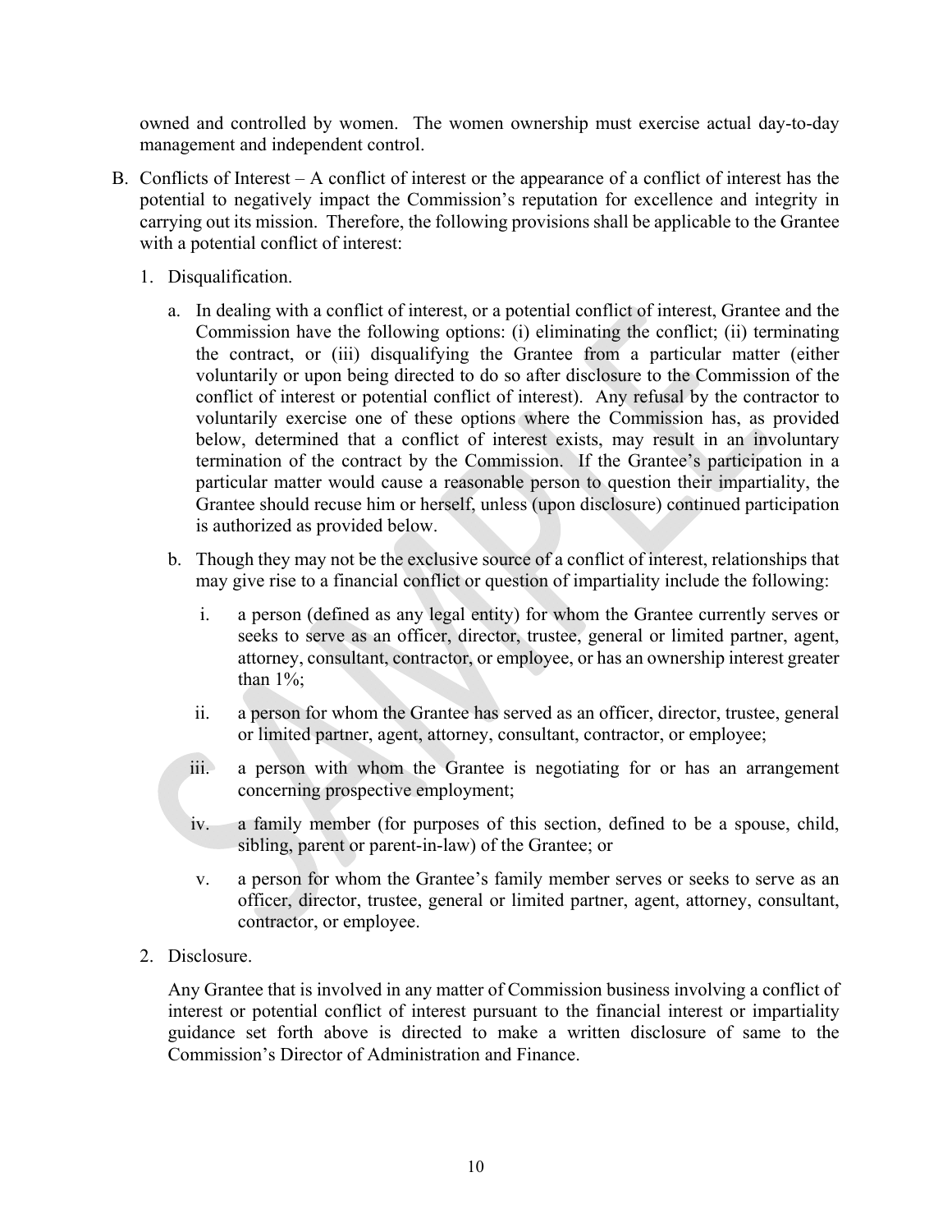owned and controlled by women. The women ownership must exercise actual day-to-day management and independent control.

B. Conflicts of Interest – A conflict of interest or the appearance of a conflict of interest has the potential to negatively impact the Commission's reputation for excellence and integrity in carrying out its mission. Therefore, the following provisions shall be applicable to the Grantee with a potential conflict of interest:

   1. Disqualification.

      a. In dealing with a conflict of interest, or a potential conflict of interest, Grantee and the Commission have the following options: (i) eliminating the conflict; (ii) terminating the contract, or (iii) disqualifying the Grantee from a particular matter (either voluntarily or upon being directed to do so after disclosure to the Commission of the conflict of interest or potential conflict of interest). Any refusal by the contractor to voluntarily exercise one of these options where the Commission has, as provided below, determined that a conflict of interest exists, may result in an involuntary termination of the contract by the Commission. If the Grantee's participation in a particular matter would cause a reasonable person to question their impartiality, the Grantee should recuse him or herself, unless (upon disclosure) continued participation is authorized as provided below.

      b. Though they may not be the exclusive source of a conflict of interest, relationships that may give rise to a financial conflict or question of impartiality include the following:

         i. a person (defined as any legal entity) for whom the Grantee currently serves or seeks to serve as an officer, director, trustee, general or limited partner, agent, attorney, consultant, contractor, or employee, or has an ownership interest greater than 1%;

         ii. a person for whom the Grantee has served as an officer, director, trustee, general or limited partner, agent, attorney, consultant, contractor, or employee;

         iii. a person with whom the Grantee is negotiating for or has an arrangement concerning prospective employment;

         iv. a family member (for purposes of this section, defined to be a spouse, child, sibling, parent or parent-in-law) of the Grantee; or

         v. a person for whom the Grantee's family member serves or seeks to serve as an officer, director, trustee, general or limited partner, agent, attorney, consultant, contractor, or employee.

   2. Disclosure.

      Any Grantee that is involved in any matter of Commission business involving a conflict of interest or potential conflict of interest pursuant to the financial interest or impartiality guidance set forth above is directed to make a written disclosure of same to the Commission's Director of Administration and Finance.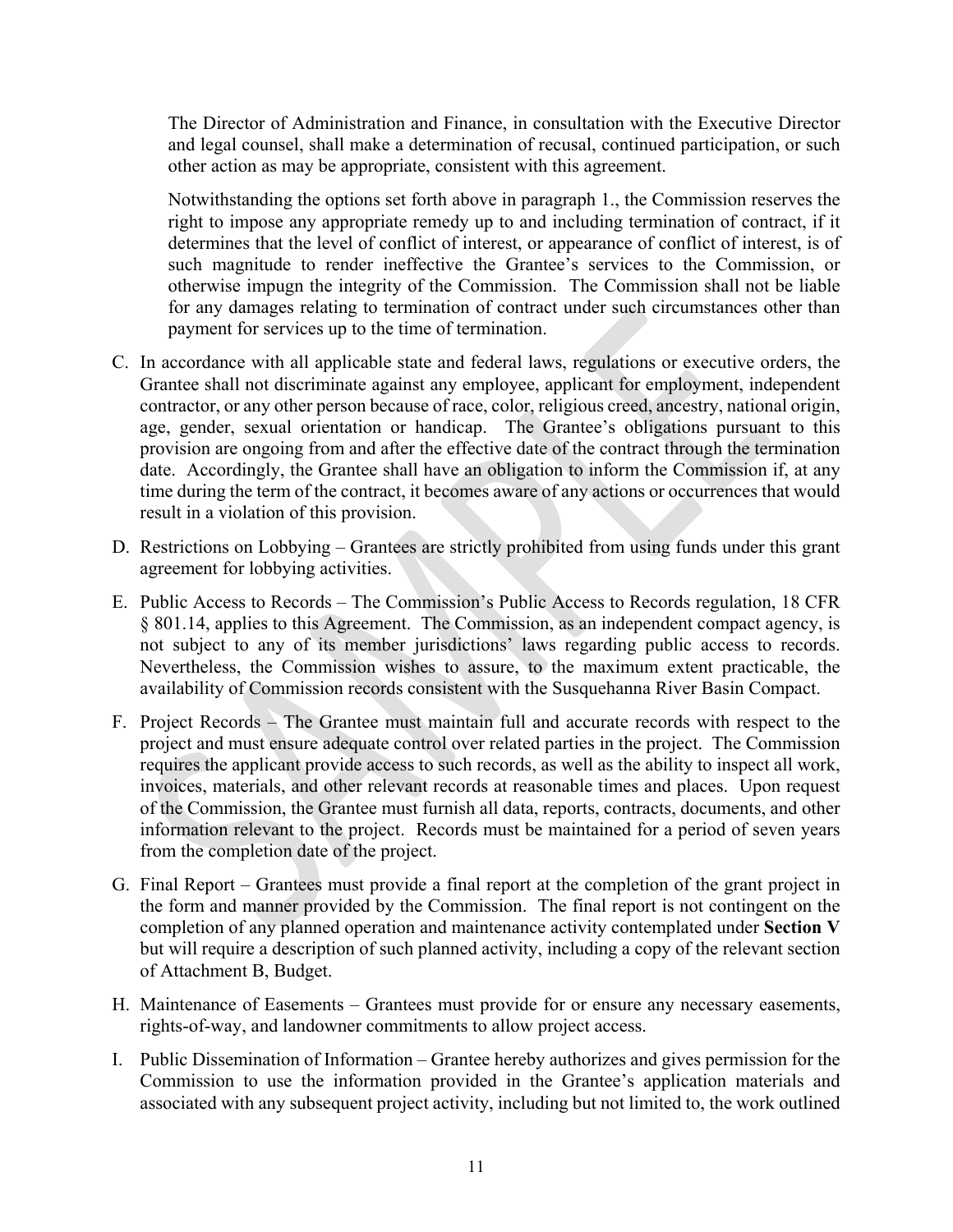The Director of Administration and Finance, in consultation with the Executive Director and legal counsel, shall make a determination of recusal, continued participation, or such other action as may be appropriate, consistent with this agreement.

Notwithstanding the options set forth above in paragraph 1., the Commission reserves the right to impose any appropriate remedy up to and including termination of contract, if it determines that the level of conflict of interest, or appearance of conflict of interest, is of such magnitude to render ineffective the Grantee's services to the Commission, or otherwise impugn the integrity of the Commission. The Commission shall not be liable for any damages relating to termination of contract under such circumstances other than payment for services up to the time of termination.

C. In accordance with all applicable state and federal laws, regulations or executive orders, the Grantee shall not discriminate against any employee, applicant for employment, independent contractor, or any other person because of race, color, religious creed, ancestry, national origin, age, gender, sexual orientation or handicap. The Grantee's obligations pursuant to this provision are ongoing from and after the effective date of the contract through the termination date. Accordingly, the Grantee shall have an obligation to inform the Commission if, at any time during the term of the contract, it becomes aware of any actions or occurrences that would result in a violation of this provision.

D. Restrictions on Lobbying – Grantees are strictly prohibited from using funds under this grant agreement for lobbying activities.

E. Public Access to Records – The Commission's Public Access to Records regulation, 18 CFR § 801.14, applies to this Agreement. The Commission, as an independent compact agency, is not subject to any of its member jurisdictions' laws regarding public access to records. Nevertheless, the Commission wishes to assure, to the maximum extent practicable, the availability of Commission records consistent with the Susquehanna River Basin Compact.

F. Project Records – The Grantee must maintain full and accurate records with respect to the project and must ensure adequate control over related parties in the project. The Commission requires the applicant provide access to such records, as well as the ability to inspect all work, invoices, materials, and other relevant records at reasonable times and places. Upon request of the Commission, the Grantee must furnish all data, reports, contracts, documents, and other information relevant to the project. Records must be maintained for a period of seven years from the completion date of the project.

G. Final Report – Grantees must provide a final report at the completion of the grant project in the form and manner provided by the Commission. The final report is not contingent on the completion of any planned operation and maintenance activity contemplated under **Section V** but will require a description of such planned activity, including a copy of the relevant section of Attachment B, Budget.

H. Maintenance of Easements – Grantees must provide for or ensure any necessary easements, rights-of-way, and landowner commitments to allow project access.

I. Public Dissemination of Information – Grantee hereby authorizes and gives permission for the Commission to use the information provided in the Grantee's application materials and associated with any subsequent project activity, including but not limited to, the work outlined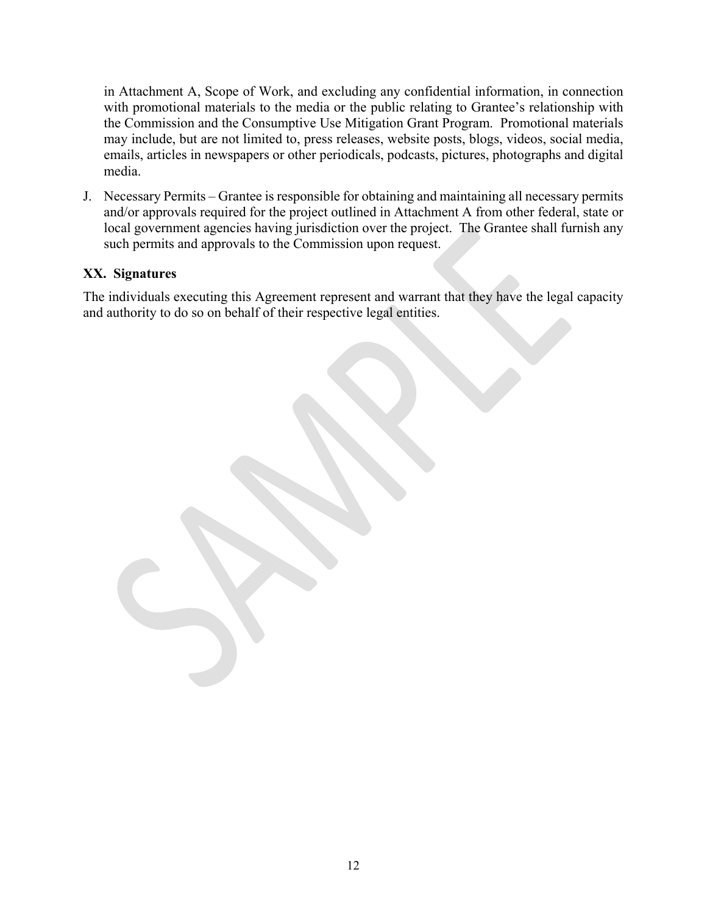in Attachment A, Scope of Work, and excluding any confidential information, in connection with promotional materials to the media or the public relating to Grantee's relationship with the Commission and the Consumptive Use Mitigation Grant Program. Promotional materials may include, but are not limited to, press releases, website posts, blogs, videos, social media, emails, articles in newspapers or other periodicals, podcasts, pictures, photographs and digital media.

J. Necessary Permits – Grantee is responsible for obtaining and maintaining all necessary permits and/or approvals required for the project outlined in Attachment A from other federal, state or local government agencies having jurisdiction over the project. The Grantee shall furnish any such permits and approvals to the Commission upon request.

## XX. Signatures

The individuals executing this Agreement represent and warrant that they have the legal capacity and authority to do so on behalf of their respective legal entities.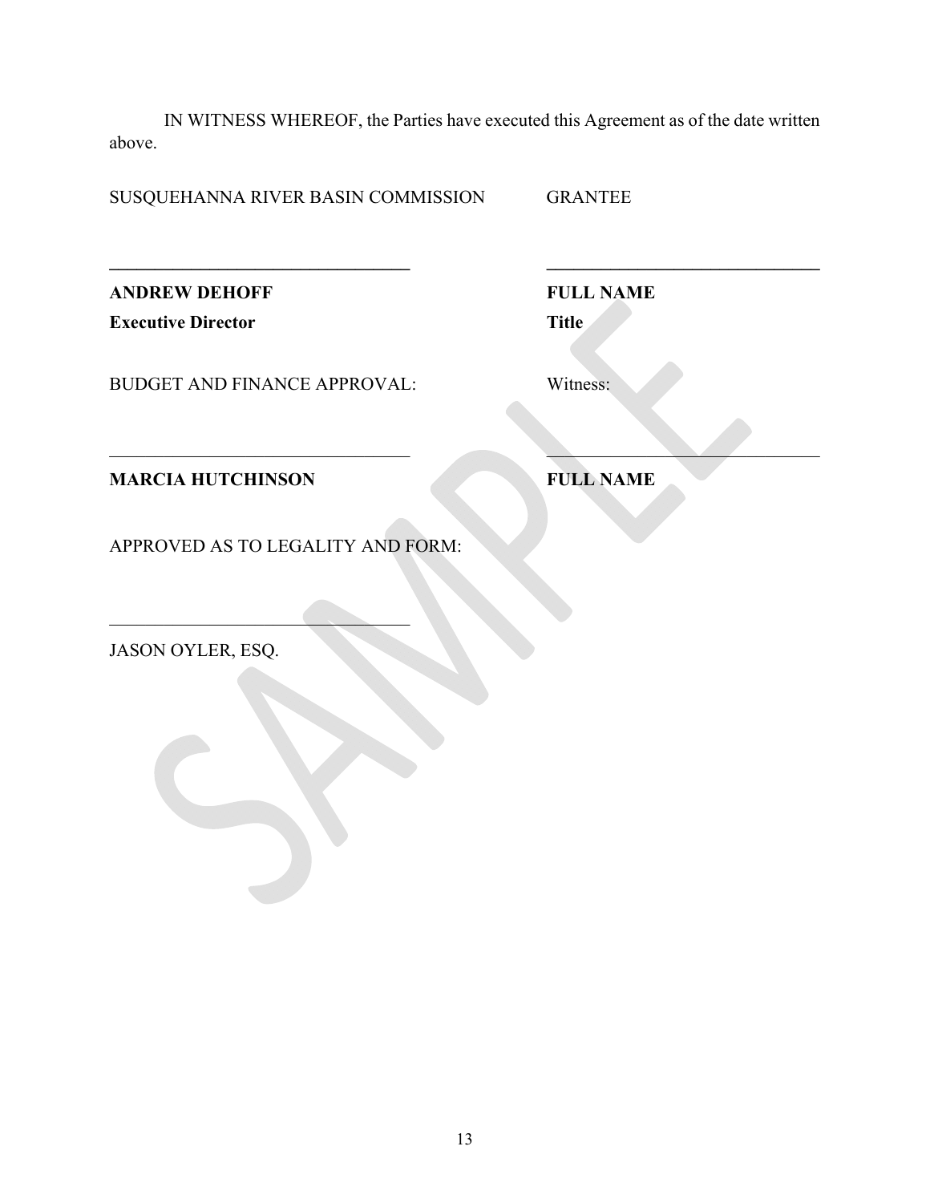IN WITNESS WHEREOF, the Parties have executed this Agreement as of the date written above.

| SUSQUEHANNA RIVER BASIN COMMISSION | GRANTEE |
|---|---|
| ______________________________ | ______________________________ |
| **ANDREW DEHOFF** | **FULL NAME** |
| **Executive Director** | **Title** |
| BUDGET AND FINANCE APPROVAL: | Witness: |
| ______________________________ | ______________________________ |
| **MARCIA HUTCHINSON** | **FULL NAME** |

APPROVED AS TO LEGALITY AND FORM:

______________________________

JASON OYLER, ESQ.